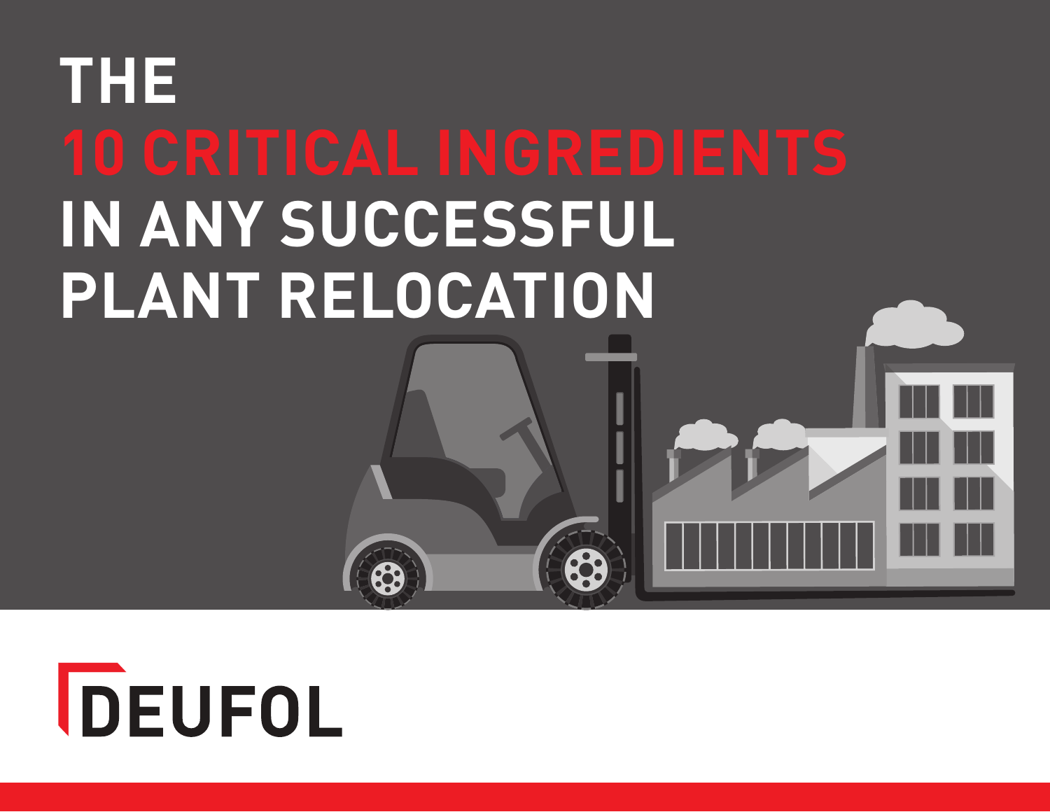# THE 10 CRITICAL INGREDIENTS IN ANY SUCCESSFUL PLANT RELOCATION

DEUFOL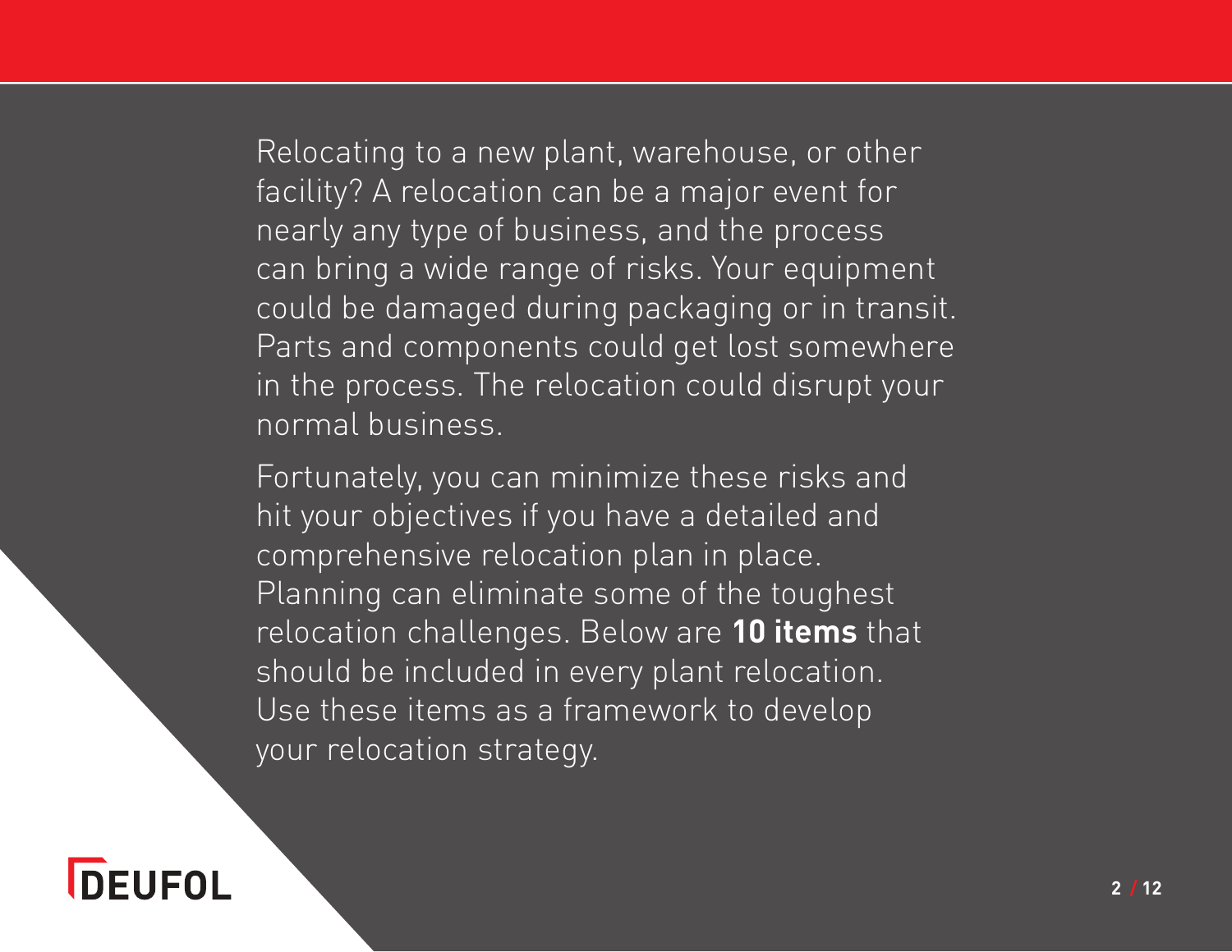Relocating to a new plant, warehouse, or other facility? A relocation can be a major event for nearly any type of business, and the process can bring a wide range of risks. Your equipment could be damaged during packaging or in transit. Parts and components could get lost somewhere in the process. The relocation could disrupt your normal business.

Fortunately, you can minimize these risks and hit your objectives if you have a detailed and comprehensive relocation plan in place. Planning can eliminate some of the toughest relocation challenges. Below are **10 items** that should be included in every plant relocation. Use these items as a framework to develop your relocation strategy.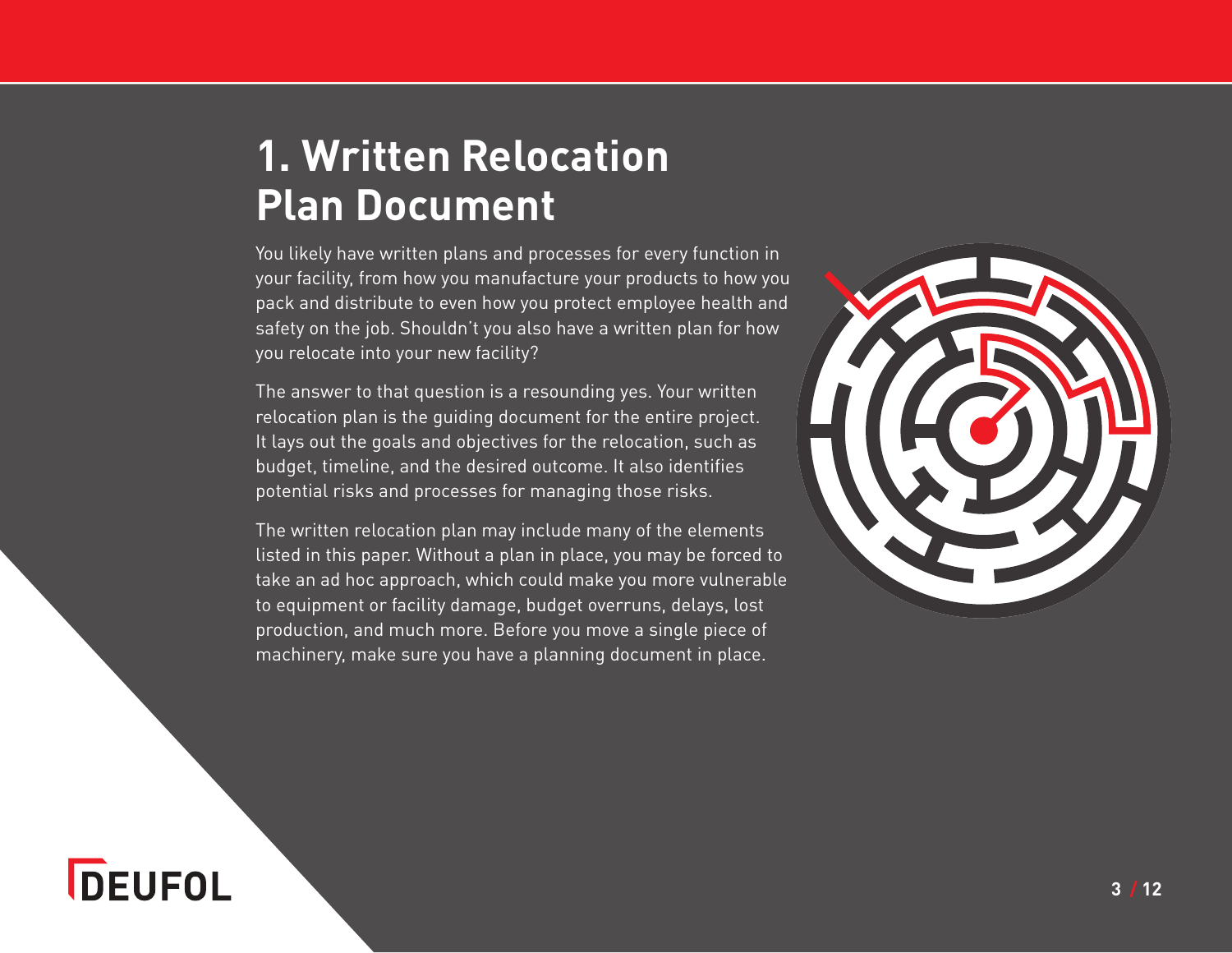# 1. Written Relocation Plan Document

You likely have written plans and processes for every function in your facility, from how you manufacture your products to how you pack and distribute to even how you protect employee health and safety on the job. Shouldn't you also have a written plan for how you relocate into your new facility?

The answer to that question is a resounding yes. Your written relocation plan is the guiding document for the entire project. It lays out the goals and objectives for the relocation, such as budget, timeline, and the desired outcome. It also identifies potential risks and processes for managing those risks.

The written relocation plan may include many of the elements listed in this paper. Without a plan in place, you may be forced to take an ad hoc approach, which could make you more vulnerable to equipment or facility damage, budget overruns, delays, lost production, and much more. Before you move a single piece of machinery, make sure you have a planning document in place.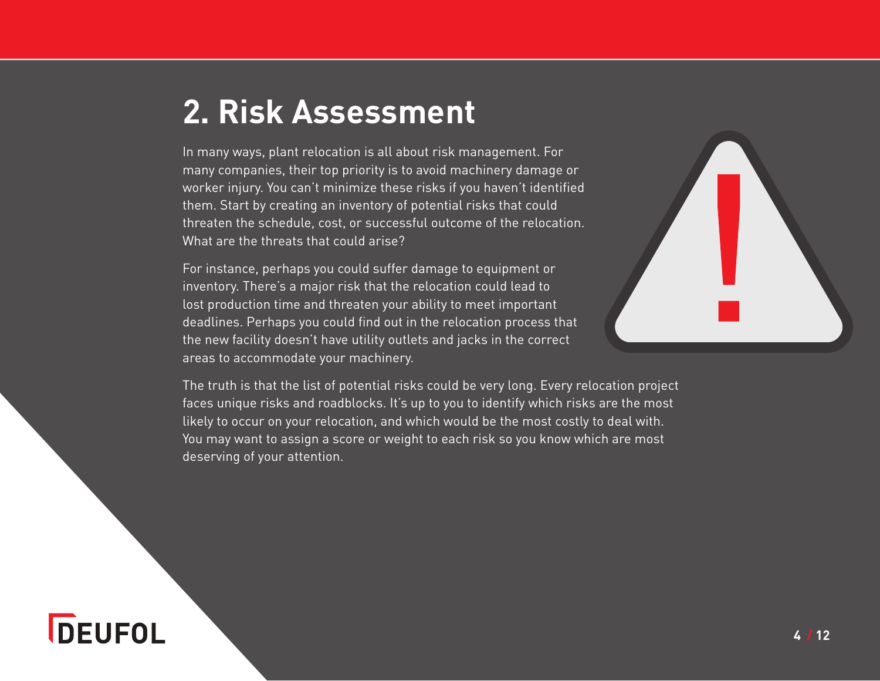## 2. Risk Assessment

In many ways, plant relocation is all about risk management. For many companies, their top priority is to avoid machinery damage or worker injury. You can't minimize these risks if you haven't identified them. Start by creating an inventory of potential risks that could threaten the schedule, cost, or successful outcome of the relocation. What are the threats that could arise?

For instance, perhaps you could suffer damage to equipment or inventory. There's a major risk that the relocation could lead to lost production time and threaten your ability to meet important deadlines. Perhaps you could find out in the relocation process that the new facility doesn't have utility outlets and jacks in the correct areas to accommodate your machinery.

The truth is that the list of potential risks could be very long. Every relocation project faces unique risks and roadblocks. It's up to you to identify which risks are the most likely to occur on your relocation, and which would be the most costly to deal with. You may want to assign a score or weight to each risk so you know which are most deserving of your attention.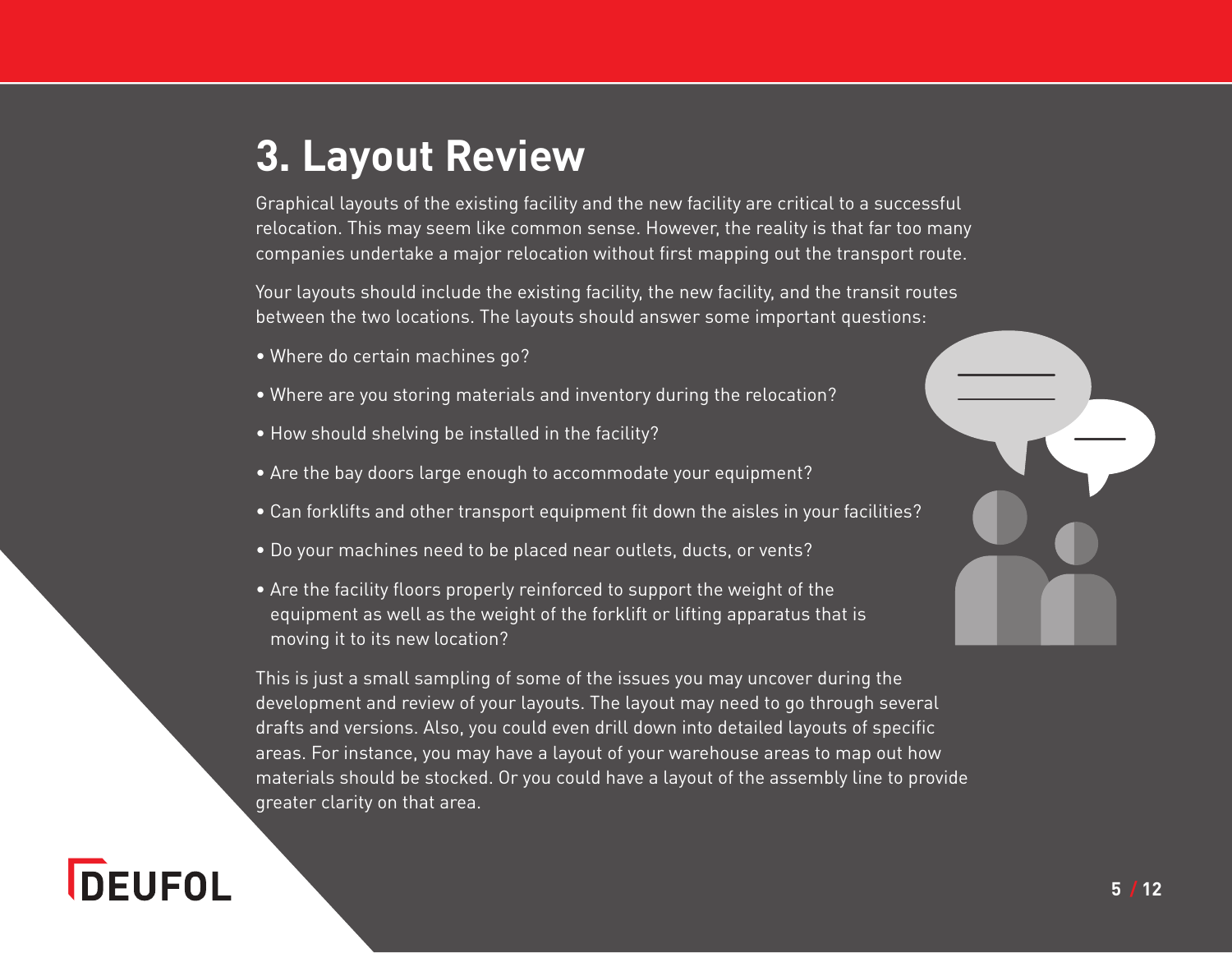# 3. Layout Review

Graphical layouts of the existing facility and the new facility are critical to a successful relocation. This may seem like common sense. However, the reality is that far too many companies undertake a major relocation without first mapping out the transport route.

Your layouts should include the existing facility, the new facility, and the transit routes between the two locations. The layouts should answer some important questions:

- Where do certain machines go?
- Where are you storing materials and inventory during the relocation?
- How should shelving be installed in the facility?
- Are the bay doors large enough to accommodate your equipment?
- Can forklifts and other transport equipment fit down the aisles in your facilities?
- Do your machines need to be placed near outlets, ducts, or vents?
- Are the facility floors properly reinforced to support the weight of the equipment as well as the weight of the forklift or lifting apparatus that is moving it to its new location?

This is just a small sampling of some of the issues you may uncover during the development and review of your layouts. The layout may need to go through several drafts and versions. Also, you could even drill down into detailed layouts of specific areas. For instance, you may have a layout of your warehouse areas to map out how materials should be stocked. Or you could have a layout of the assembly line to provide greater clarity on that area.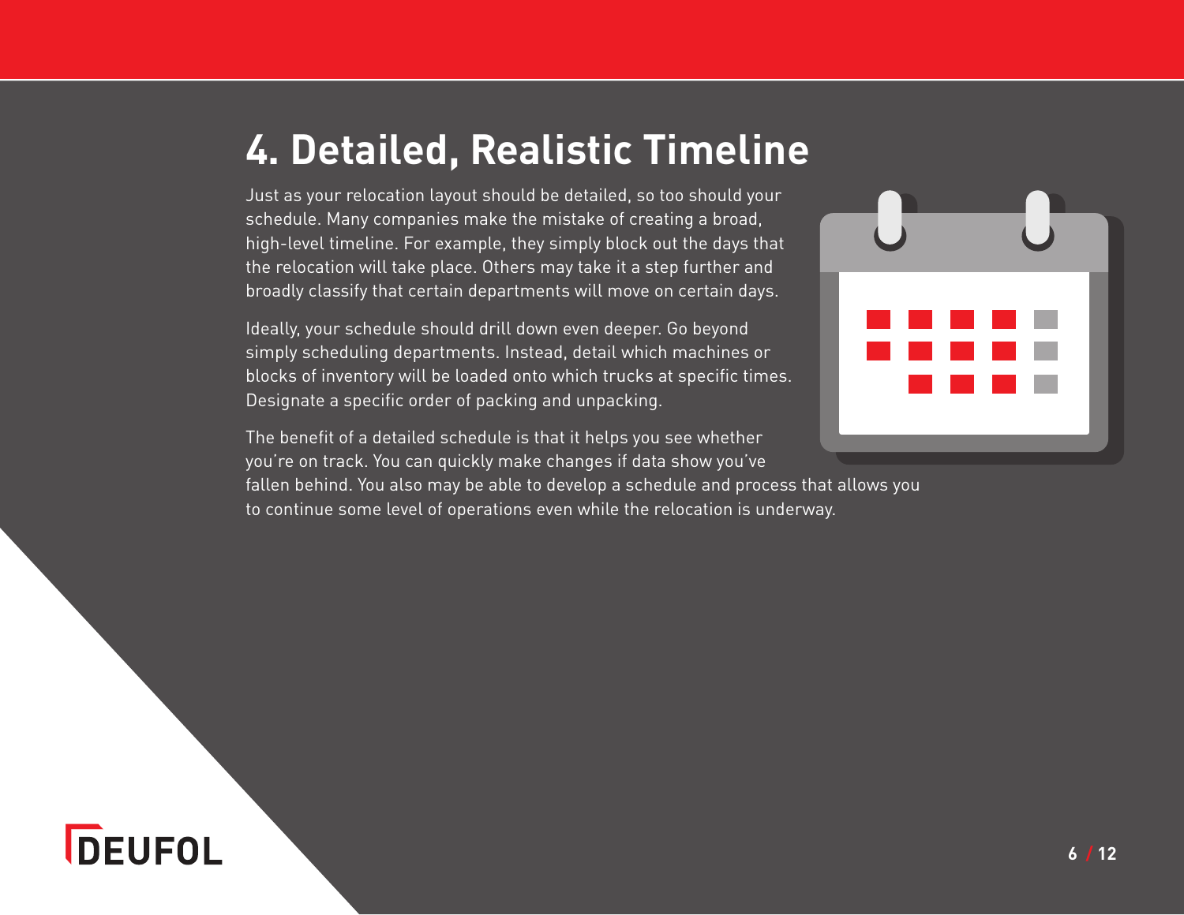# 4. Detailed, Realistic Timeline

Just as your relocation layout should be detailed, so too should your schedule. Many companies make the mistake of creating a broad, high-level timeline. For example, they simply block out the days that the relocation will take place. Others may take it a step further and broadly classify that certain departments will move on certain days.

Ideally, your schedule should drill down even deeper. Go beyond simply scheduling departments. Instead, detail which machines or blocks of inventory will be loaded onto which trucks at specific times. Designate a specific order of packing and unpacking.

The benefit of a detailed schedule is that it helps you see whether you're on track. You can quickly make changes if data show you've fallen behind. You also may be able to develop a schedule and process that allows you to continue some level of operations even while the relocation is underway.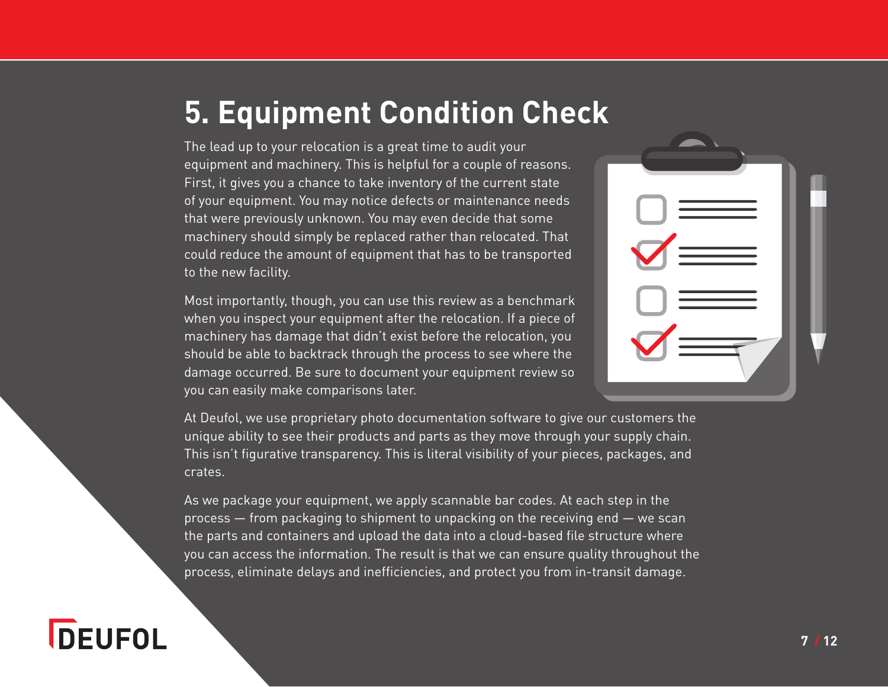# 5. Equipment Condition Check

The lead up to your relocation is a great time to audit your equipment and machinery. This is helpful for a couple of reasons. First, it gives you a chance to take inventory of the current state of your equipment. You may notice defects or maintenance needs that were previously unknown. You may even decide that some machinery should simply be replaced rather than relocated. That could reduce the amount of equipment that has to be transported to the new facility.

Most importantly, though, you can use this review as a benchmark when you inspect your equipment after the relocation. If a piece of machinery has damage that didn't exist before the relocation, you should be able to backtrack through the process to see where the damage occurred. Be sure to document your equipment review so you can easily make comparisons later.

At Deufol, we use proprietary photo documentation software to give our customers the unique ability to see their products and parts as they move through your supply chain. This isn't figurative transparency. This is literal visibility of your pieces, packages, and crates.

As we package your equipment, we apply scannable bar codes. At each step in the process — from packaging to shipment to unpacking on the receiving end — we scan the parts and containers and upload the data into a cloud-based file structure where you can access the information. The result is that we can ensure quality throughout the process, eliminate delays and inefficiencies, and protect you from in-transit damage.

DEUFOL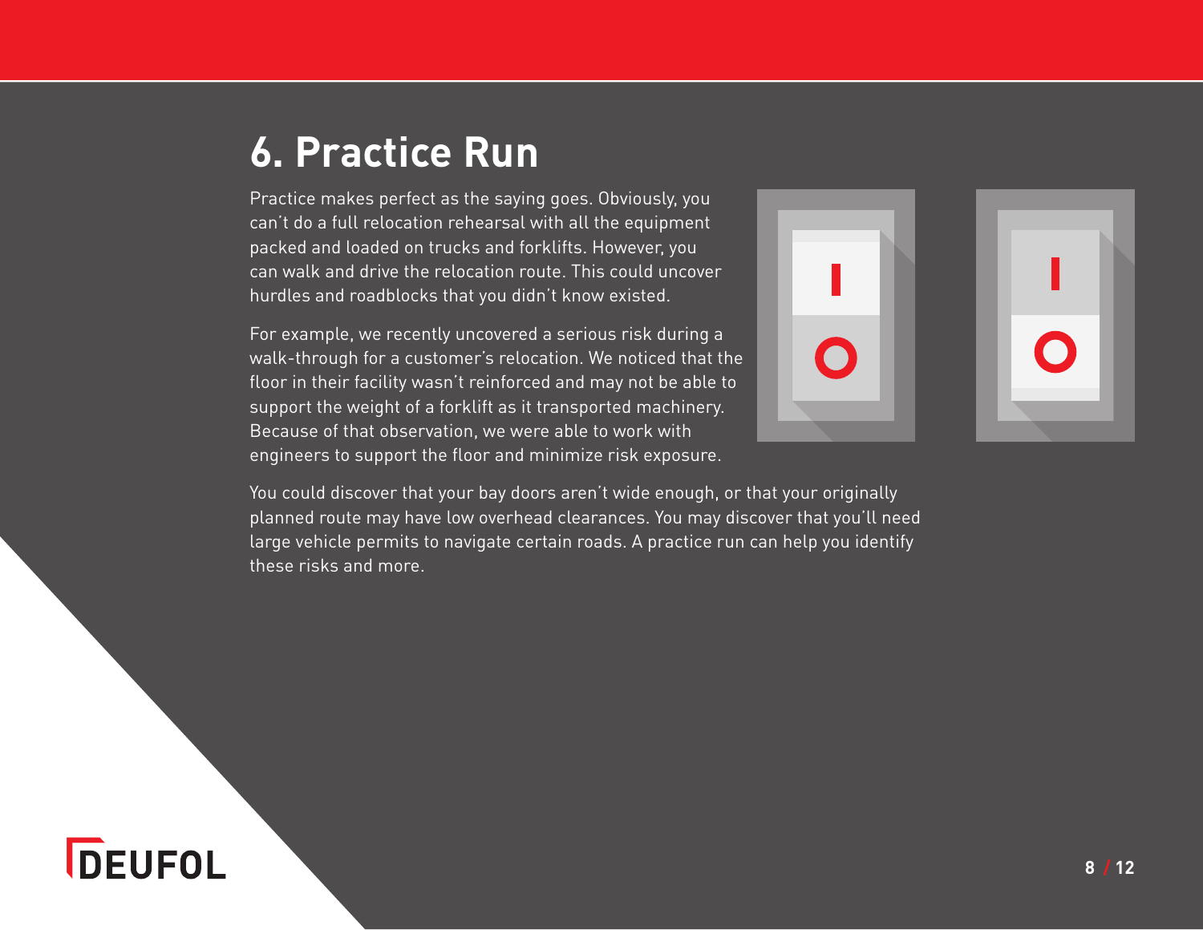# 6. Practice Run

Practice makes perfect as the saying goes. Obviously, you can't do a full relocation rehearsal with all the equipment packed and loaded on trucks and forklifts. However, you can walk and drive the relocation route. This could uncover hurdles and roadblocks that you didn't know existed.

For example, we recently uncovered a serious risk during a walk-through for a customer's relocation. We noticed that the floor in their facility wasn't reinforced and may not be able to support the weight of a forklift as it transported machinery. Because of that observation, we were able to work with engineers to support the floor and minimize risk exposure.

You could discover that your bay doors aren't wide enough, or that your originally planned route may have low overhead clearances. You may discover that you'll need large vehicle permits to navigate certain roads. A practice run can help you identify these risks and more.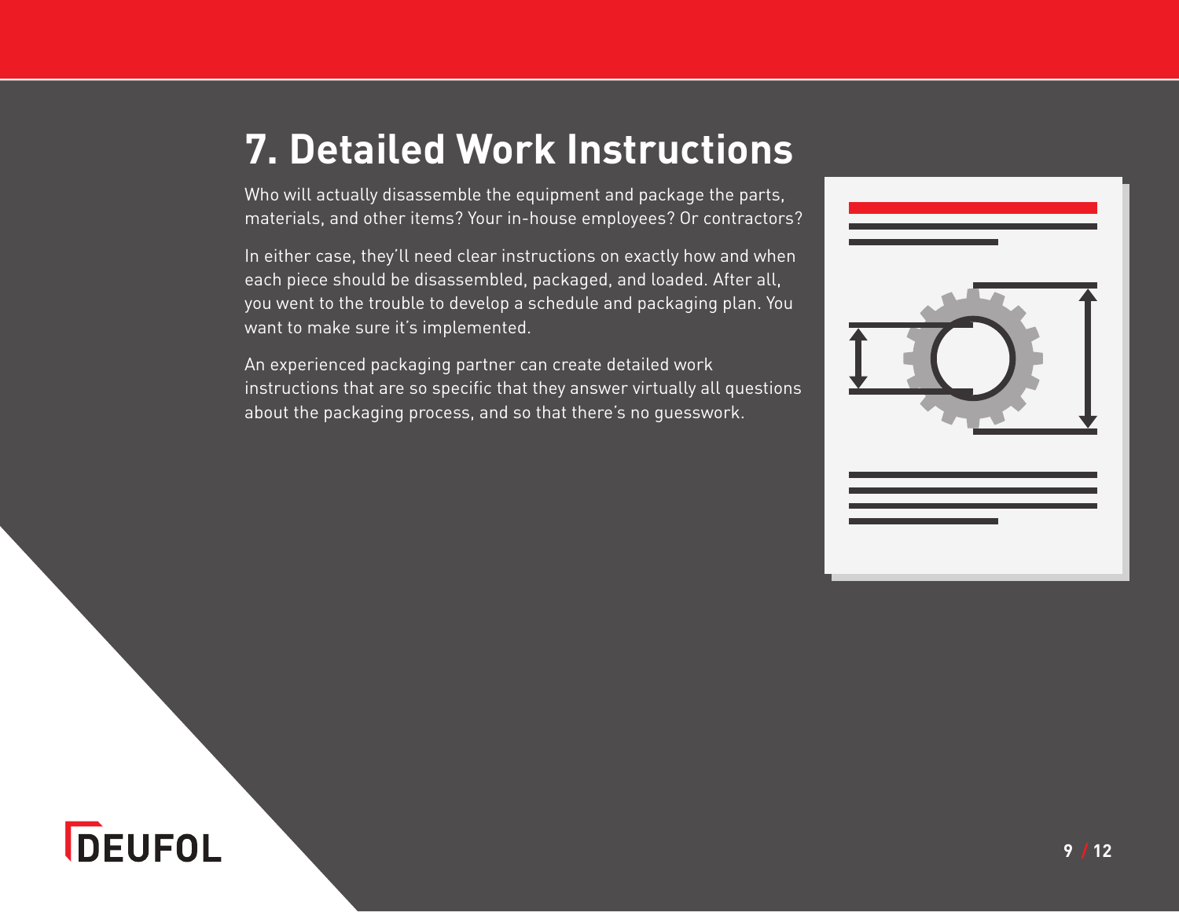# 7. Detailed Work Instructions

Who will actually disassemble the equipment and package the parts, materials, and other items? Your in-house employees? Or contractors?

In either case, they'll need clear instructions on exactly how and when each piece should be disassembled, packaged, and loaded. After all, you went to the trouble to develop a schedule and packaging plan. You want to make sure it's implemented.

An experienced packaging partner can create detailed work instructions that are so specific that they answer virtually all questions about the packaging process, and so that there's no guesswork.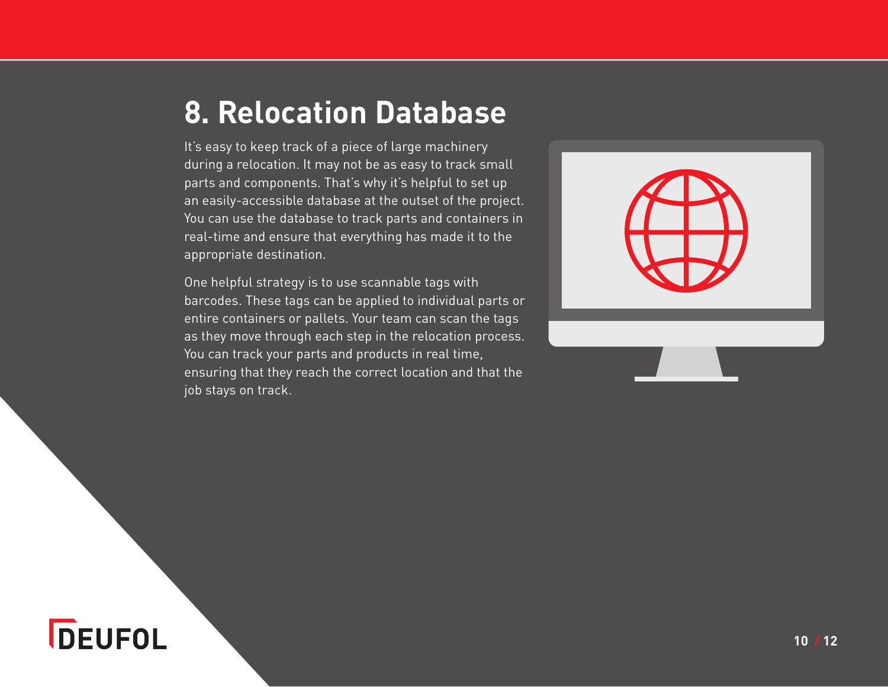# 8. Relocation Database

It's easy to keep track of a piece of large machinery during a relocation. It may not be as easy to track small parts and components. That's why it's helpful to set up an easily-accessible database at the outset of the project. You can use the database to track parts and containers in real-time and ensure that everything has made it to the appropriate destination.

One helpful strategy is to use scannable tags with barcodes. These tags can be applied to individual parts or entire containers or pallets. Your team can scan the tags as they move through each step in the relocation process. You can track your parts and products in real time, ensuring that they reach the correct location and that the job stays on track.

DEUFOL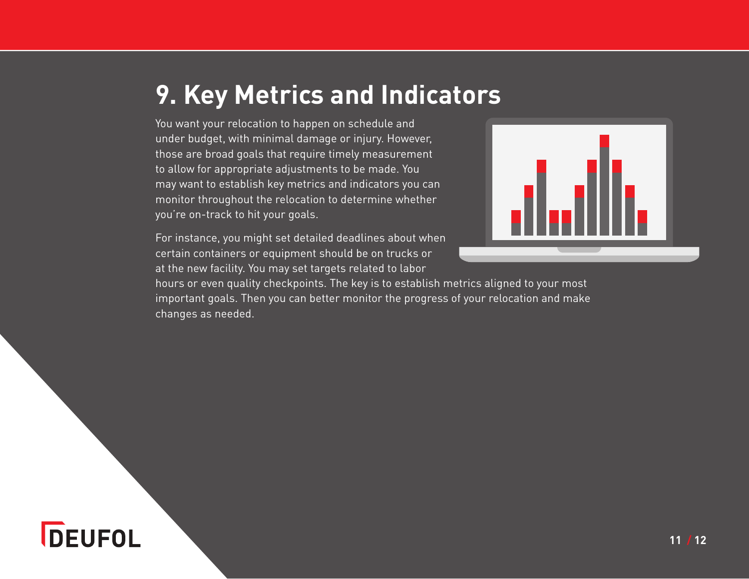# 9. Key Metrics and Indicators

You want your relocation to happen on schedule and under budget, with minimal damage or injury. However, those are broad goals that require timely measurement to allow for appropriate adjustments to be made. You may want to establish key metrics and indicators you can monitor throughout the relocation to determine whether you're on-track to hit your goals.

For instance, you might set detailed deadlines about when certain containers or equipment should be on trucks or at the new facility. You set targets related to labor hours or even quality checkpoints. The key is to establish metrics aligned to your most important goals. Then you can better monitor the progress of your relocation and make changes as needed.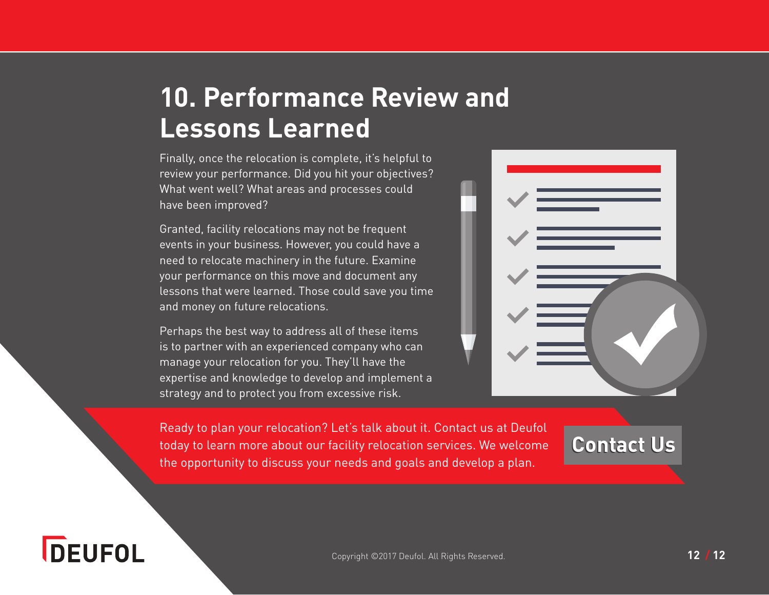# 10. Performance Review and Lessons Learned

Finally, once the relocation is complete, it's helpful to review your performance. Did you hit your objectives? What went well? What areas and processes could have been improved?

Granted, facility relocations may not be frequent events in your business. However, you could have a need to relocate machinery in the future. Examine your performance on this move and document any lessons that were learned. Those could save you time and money on future relocations.

Perhaps the best way to address all of these items is to partner with an experienced company who can manage your relocation for you. They'll have the expertise and knowledge to develop and implement a strategy and to protect you from excessive risk.

Ready to plan your relocation? Let's talk about it. Contact us at Deufol today to learn more about our facility relocation services. We welcome the opportunity to discuss your needs and goals and develop a plan.

**Contact Us**

DEUFOL

Copyright ©2017 Deufol. All Rights Reserved.